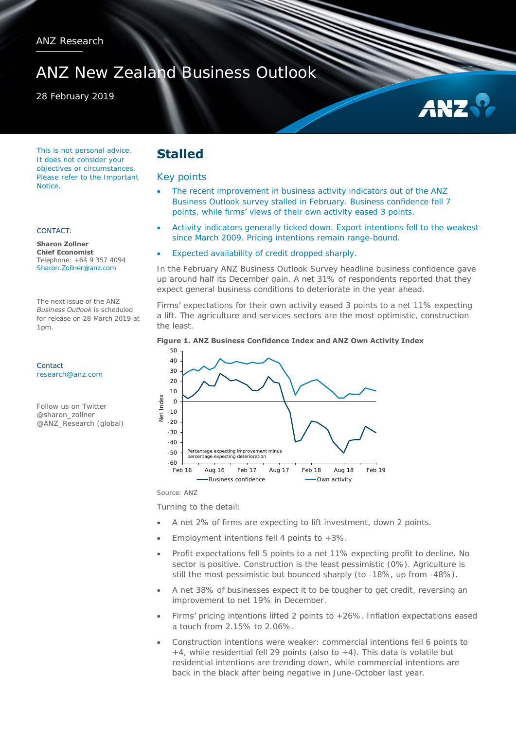ANZ Research

# ANZ New Zealand Business Outlook

28 February 2019

This is not personal advice. It does not consider your objectives or circumstances. Please refer to the Important Notice.

CONTACT:

**Sharon Zollner**
**Chief Economist**
Telephone: +64 9 357 4094
Sharon.Zollner@anz.com

The next issue of the ANZ *Business Outlook* is scheduled for release on 28 March 2019 at 1pm.

Contact
research@anz.com

Follow us on Twitter
@sharon_zollner
@ANZ_Research (global)

## Stalled

### Key points

- The recent improvement in business activity indicators out of the ANZ Business Outlook survey stalled in February. Business confidence fell 7 points, while firms' views of their own activity eased 3 points.
- Activity indicators generally ticked down. Export intentions fell to the weakest since March 2009. Pricing intentions remain range-bound.
- Expected availability of credit dropped sharply.

In the February ANZ Business Outlook Survey headline business confidence gave up around half its December gain. A net 31% of respondents reported that they expect general business conditions to deteriorate in the year ahead.

Firms' expectations for their own activity eased 3 points to a net 11% expecting a lift. The agriculture and services sectors are the most optimistic, construction the least.

**Figure 1. ANZ Business Confidence Index and ANZ Own Activity Index**

Source: ANZ

Turning to the detail:

- A net 2% of firms are expecting to lift investment, down 2 points.
- Employment intentions fell 4 points to +3%.
- Profit expectations fell 5 points to a net 11% expecting profit to decline. No sector is positive. Construction is the least pessimistic (0%). Agriculture is still the most pessimistic but bounced sharply (to -18%, up from -48%).
- A net 38% of businesses expect it to be tougher to get credit, reversing an improvement to net 19% in December.
- Firms' pricing intentions lifted 2 points to +26%. Inflation expectations eased a touch from 2.15% to 2.06%.
- Construction intentions were weaker: commercial intentions fell 6 points to +4, while residential fell 29 points (also to +4). This data is volatile but residential intentions are trending down, while commercial intentions are back in the black after being negative in June-October last year.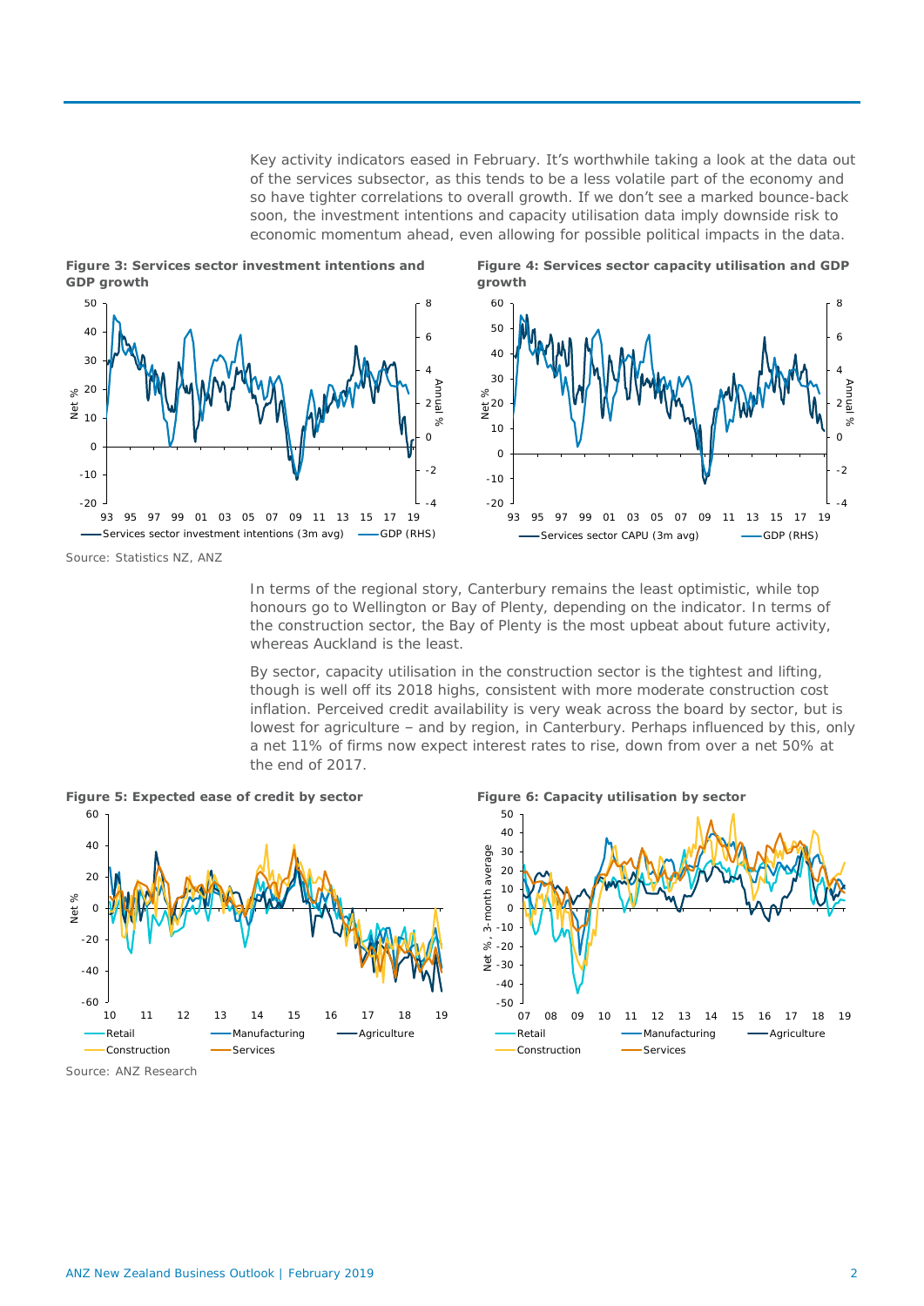Key activity indicators eased in February. It's worthwhile taking a look at the data out of the services subsector, as this tends to be a less volatile part of the economy and so have tighter correlations to overall growth. If we don't see a marked bounce-back soon, the investment intentions and capacity utilisation data imply downside risk to economic momentum ahead, even allowing for possible political impacts in the data.

**Figure 3: Services sector investment intentions and GDP growth**

**Figure 4: Services sector capacity utilisation and GDP growth**

Source: Statistics NZ, ANZ

In terms of the regional story, Canterbury remains the least optimistic, while top honours go to Wellington or Bay of Plenty, depending on the indicator. In terms of the construction sector, the Bay of Plenty is the most upbeat about future activity, whereas Auckland is the least.

By sector, capacity utilisation in the construction sector is the tightest and lifting, though is well off its 2018 highs, consistent with more moderate construction cost inflation. Perceived credit availability is very weak across the board by sector, but is lowest for agriculture – and by region, in Canterbury. Perhaps influenced by this, only a net 11% of firms now expect interest rates to rise, down from over a net 50% at the end of 2017.

**Figure 5: Expected ease of credit by sector**

**Figure 6: Capacity utilisation by sector**

Source: ANZ Research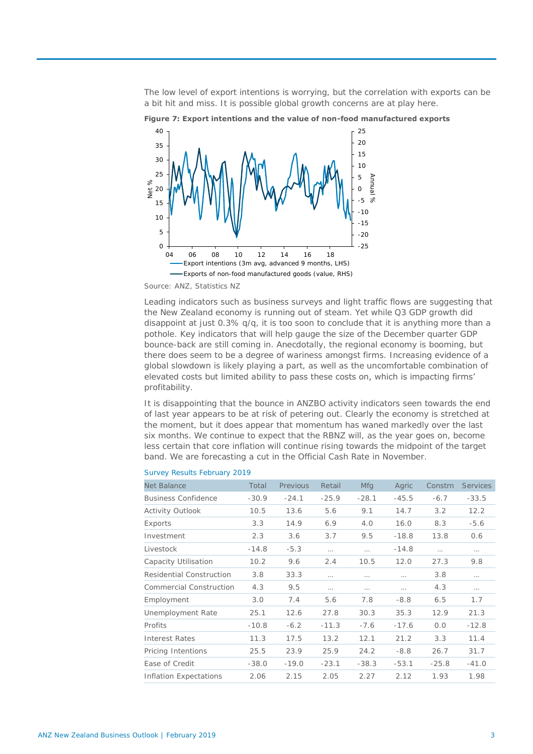The low level of export intentions is worrying, but the correlation with exports can be a bit hit and miss. It is possible global growth concerns are at play here.

**Figure 7: Export intentions and the value of non-food manufactured exports**

Source: ANZ, Statistics NZ

Leading indicators such as business surveys and light traffic flows are suggesting that the New Zealand economy is running out of steam. Yet while Q3 GDP growth did disappoint at just 0.3% q/q, it is too soon to conclude that it is anything more than a pothole. Key indicators that will help gauge the size of the December quarter GDP bounce-back are still coming in. Anecdotally, the regional economy is booming, but there does seem to be a degree of wariness amongst firms. Increasing evidence of a global slowdown is likely playing a part, as well as the uncomfortable combination of elevated costs but limited ability to pass these costs on, which is impacting firms' profitability.

It is disappointing that the bounce in ANZBO activity indicators seen towards the end of last year appears to be at risk of petering out. Clearly the economy is stretched at the moment, but it does appear that momentum has waned markedly over the last six months. We continue to expect that the RBNZ will, as the year goes on, become less certain that core inflation will continue rising towards the midpoint of the target band. We are forecasting a cut in the Official Cash Rate in November.

Survey Results February 2019

| Net Balance | Total | Previous | Retail | Mfg | Agric | Constrn | Services |
|---|---|---|---|---|---|---|---|
| Business Confidence | -30.9 | -24.1 | -25.9 | -28.1 | -45.5 | -6.7 | -33.5 |
| Activity Outlook | 10.5 | 13.6 | 5.6 | 9.1 | 14.7 | 3.2 | 12.2 |
| Exports | 3.3 | 14.9 | 6.9 | 4.0 | 16.0 | 8.3 | -5.6 |
| Investment | 2.3 | 3.6 | 3.7 | 9.5 | -18.8 | 13.8 | 0.6 |
| Livestock | -14.8 | -5.3 | ... | ... | -14.8 | ... | ... |
| Capacity Utilisation | 10.2 | 9.6 | 2.4 | 10.5 | 12.0 | 27.3 | 9.8 |
| Residential Construction | 3.8 | 33.3 | ... | ... | ... | 3.8 | ... |
| Commercial Construction | 4.3 | 9.5 | ... | ... | ... | 4.3 | ... |
| Employment | 3.0 | 7.4 | 5.6 | 7.8 | -8.8 | 6.5 | 1.7 |
| Unemployment Rate | 25.1 | 12.6 | 27.8 | 30.3 | 35.3 | 12.9 | 21.3 |
| Profits | -10.8 | -6.2 | -11.3 | -7.6 | -17.6 | 0.0 | -12.8 |
| Interest Rates | 11.3 | 17.5 | 13.2 | 12.1 | 21.2 | 3.3 | 11.4 |
| Pricing Intentions | 25.5 | 23.9 | 25.9 | 24.2 | -8.8 | 26.7 | 31.7 |
| Ease of Credit | -38.0 | -19.0 | -23.1 | -38.3 | -53.1 | -25.8 | -41.0 |
| Inflation Expectations | 2.06 | 2.15 | 2.05 | 2.27 | 2.12 | 1.93 | 1.98 |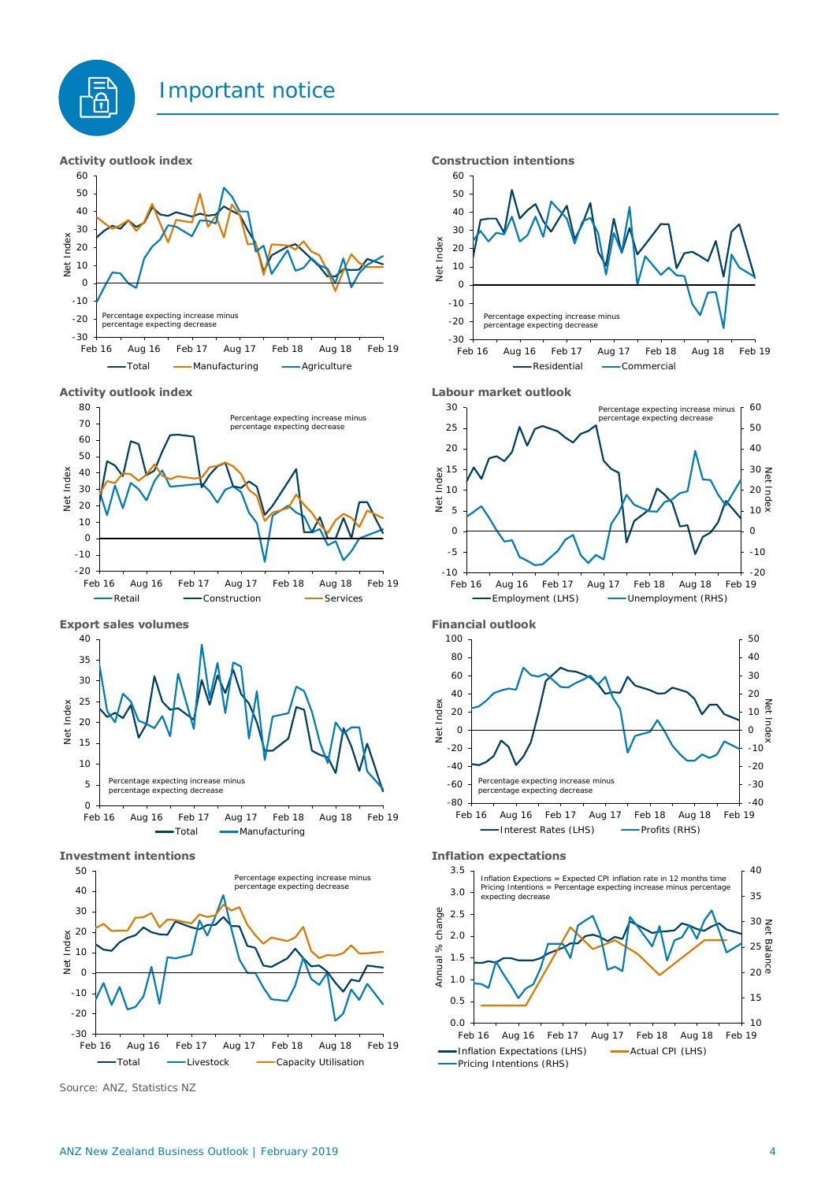# Important notice

**Activity outlook index**

Percentage expecting increase minus percentage expecting decrease

Total — Manufacturing — Agriculture

**Construction intentions**

Percentage expecting increase minus percentage expecting decrease

Residential — Commercial

**Activity outlook index**

Percentage expecting increase minus percentage expecting decrease

Retail — Construction — Services

**Labour market outlook**

Percentage expecting increase minus percentage expecting decrease

Employment (LHS) — Unemployment (RHS)

**Export sales volumes**

Percentage expecting increase minus percentage expecting decrease

Total — Manufacturing

**Financial outlook**

Percentage expecting increase minus percentage expecting decrease

Interest Rates (LHS) — Profits (RHS)

**Investment intentions**

Percentage expecting increase minus percentage expecting decrease

Total — Livestock — Capacity Utilisation

**Inflation expectations**

Inflation Expectations = Expected CPI inflation rate in 12 months time
Pricing Intentions = Percentage expecting increase minus percentage expecting decrease

Inflation Expectations (LHS) — Actual CPI (LHS) — Pricing Intentions (RHS)

Source: ANZ, Statistics NZ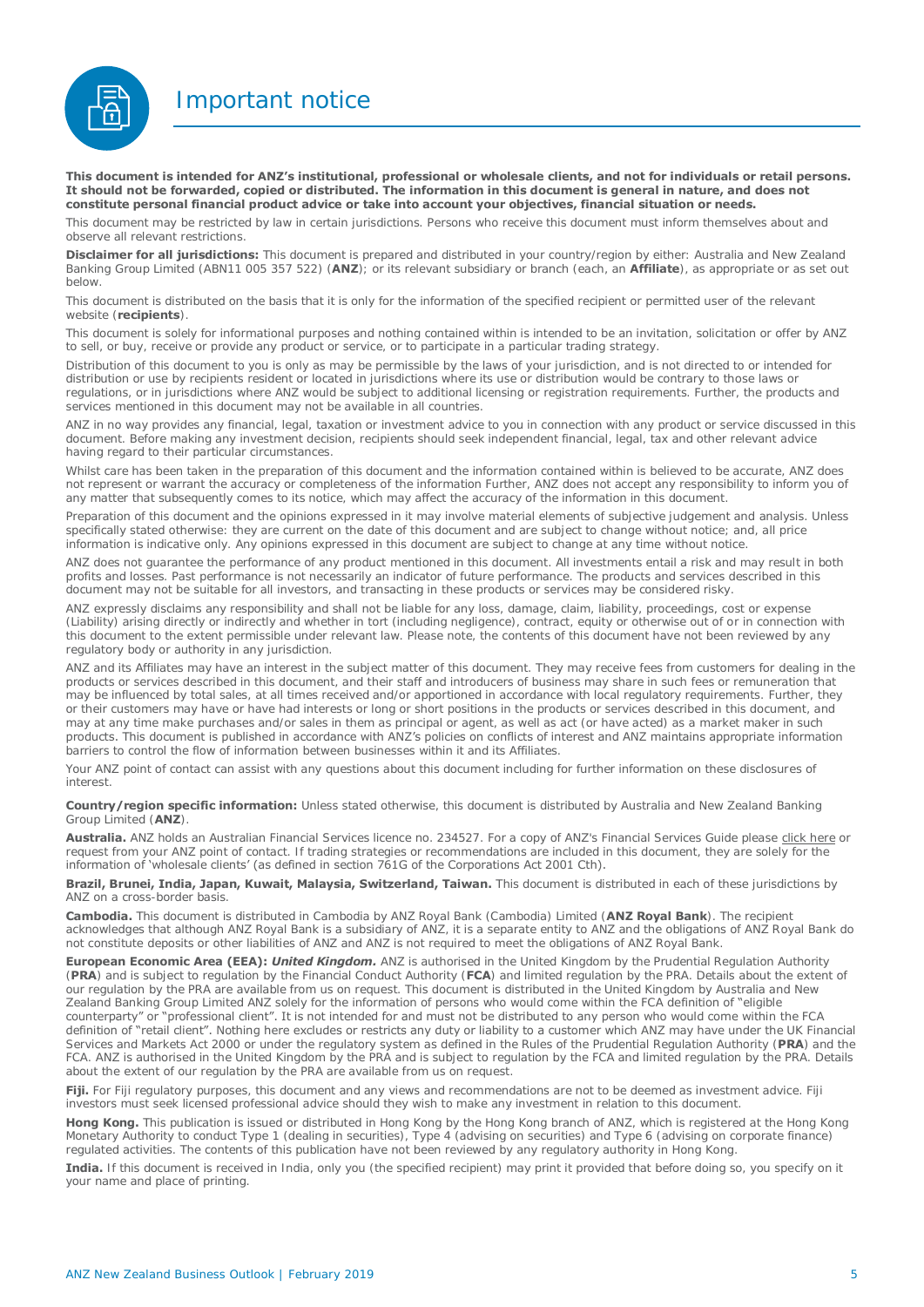# Important notice

**This document is intended for ANZ's institutional, professional or wholesale clients, and not for individuals or retail persons. It should not be forwarded, copied or distributed. The information in this document is general in nature, and does not constitute personal financial product advice or take into account your objectives, financial situation or needs.**

This document may be restricted by law in certain jurisdictions. Persons who receive this document must inform themselves about and observe all relevant restrictions.

**Disclaimer for all jurisdictions:** This document is prepared and distributed in your country/region by either: Australia and New Zealand Banking Group Limited (ABN11 005 357 522) (**ANZ**); or its relevant subsidiary or branch (each, an **Affiliate**), as appropriate or as set out below.

This document is distributed on the basis that it is only for the information of the specified recipient or permitted user of the relevant website (**recipients**).

This document is solely for informational purposes and nothing contained within is intended to be an invitation, solicitation or offer by ANZ to sell, or buy, receive or provide any product or service, or to participate in a particular trading strategy.

Distribution of this document to you is only as may be permissible by the laws of your jurisdiction, and is not directed to or intended for distribution or use by recipients resident or located in jurisdictions where its use or distribution would be contrary to those laws or regulations, or in jurisdictions where ANZ would be subject to additional licensing or registration requirements. Further, the products and services mentioned in this document may not be available in all countries.

ANZ in no way provides any financial, legal, taxation or investment advice to you in connection with any product or service discussed in this document. Before making any investment decision, recipients should seek independent financial, legal, tax and other relevant advice having regard to their particular circumstances.

Whilst care has been taken in the preparation of this document and the information contained within is believed to be accurate, ANZ does not represent or warrant the accuracy or completeness of the information Further, ANZ does not accept any responsibility to inform you of any matter that subsequently comes to its notice, which may affect the accuracy of the information in this document.

Preparation of this document and the opinions expressed in it may involve material elements of subjective judgement and analysis. Unless specifically stated otherwise: they are current on the date of this document and are subject to change without notice; and, all price information is indicative only. Any opinions expressed in this document are subject to change at any time without notice.

ANZ does not guarantee the performance of any product mentioned in this document. All investments entail a risk and may result in both profits and losses. Past performance is not necessarily an indicator of future performance. The products and services described in this document may not be suitable for all investors, and transacting in these products or services may be considered risky.

ANZ expressly disclaims any responsibility and shall not be liable for any loss, damage, claim, liability, proceedings, cost or expense (Liability) arising directly or indirectly and whether in tort (including negligence), contract, equity or otherwise out of or in connection with this document to the extent permissible under relevant law. Please note, the contents of this document have not been reviewed by any regulatory body or authority in any jurisdiction.

ANZ and its Affiliates may have an interest in the subject matter of this document. They may receive fees from customers for dealing in the products or services described in this document, and their staff and introducers of business may share in such fees or remuneration that may be influenced by total sales, at all times received and/or apportioned in accordance with local regulatory requirements. Further, they or their customers may have or have had interests or long or short positions in the products or services described in this document, and may at any time make purchases and/or sales in them as principal or agent, as well as act (or have acted) as a market maker in such products. This document is published in accordance with ANZ's policies on conflicts of interest and ANZ maintains appropriate information barriers to control the flow of information between businesses within it and its Affiliates.

Your ANZ point of contact can assist with any questions about this document including for further information on these disclosures of interest.

**Country/region specific information:** Unless stated otherwise, this document is distributed by Australia and New Zealand Banking Group Limited (**ANZ**).

**Australia.** ANZ holds an Australian Financial Services licence no. 234527. For a copy of ANZ's Financial Services Guide please click here or request from your ANZ point of contact. If trading strategies or recommendations are included in this document, they are solely for the information of 'wholesale clients' (as defined in section 761G of the Corporations Act 2001 Cth).

**Brazil, Brunei, India, Japan, Kuwait, Malaysia, Switzerland, Taiwan.** This document is distributed in each of these jurisdictions by ANZ on a cross-border basis.

**Cambodia.** This document is distributed in Cambodia by ANZ Royal Bank (Cambodia) Limited (**ANZ Royal Bank**). The recipient acknowledges that although ANZ Royal Bank is a subsidiary of ANZ, it is a separate entity to ANZ and the obligations of ANZ Royal Bank do not constitute deposits or other liabilities of ANZ and ANZ is not required to meet the obligations of ANZ Royal Bank.

**European Economic Area (EEA):** ***United Kingdom.*** ANZ is authorised in the United Kingdom by the Prudential Regulation Authority (**PRA**) and is subject to regulation by the Financial Conduct Authority (**FCA**) and limited regulation by the PRA. Details about the extent of our regulation by the PRA are available from us on request. This document is distributed in the United Kingdom by Australia and New Zealand Banking Group Limited ANZ solely for the information of persons who would come within the FCA definition of "eligible counterparty" or "professional client". It is not intended for and must not be distributed to any person who would come within the FCA definition of "retail client". Nothing here excludes or restricts any duty or liability to a customer which ANZ may have under the UK Financial Services and Markets Act 2000 or under the regulatory system as defined in the Rules of the Prudential Regulation Authority (**PRA**) and the FCA. ANZ is authorised in the United Kingdom by the PRA and is subject to regulation by the FCA and limited regulation by the PRA. Details about the extent of our regulation by the PRA are available from us on request.

**Fiji.** For Fiji regulatory purposes, this document and any views and recommendations are not to be deemed as investment advice. Fiji investors must seek licensed professional advice should they wish to make any investment in relation to this document.

**Hong Kong.** This publication is issued or distributed in Hong Kong by the Hong Kong branch of ANZ, which is registered at the Hong Kong Monetary Authority to conduct Type 1 (dealing in securities), Type 4 (advising on securities) and Type 6 (advising on corporate finance) regulated activities. The contents of this publication have not been reviewed by any regulatory authority in Hong Kong.

**India.** If this document is received in India, only you (the specified recipient) may print it provided that before doing so, you specify on it your name and place of printing.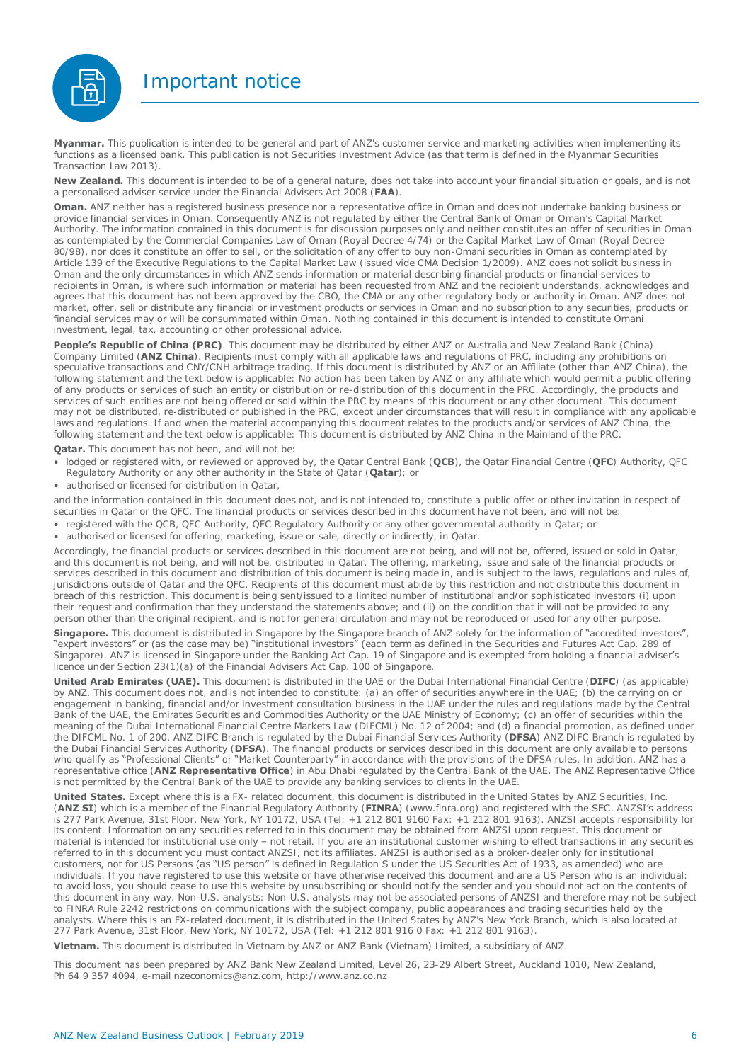# Important notice

**Myanmar.** This publication is intended to be general and part of ANZ's customer service and marketing activities when implementing its functions as a licensed bank. This publication is not Securities Investment Advice (as that term is defined in the Myanmar Securities Transaction Law 2013).

**New Zealand.** This document is intended to be of a general nature, does not take into account your financial situation or goals, and is not a personalised adviser service under the Financial Advisers Act 2008 (**FAA**).

**Oman.** ANZ neither has a registered business presence nor a representative office in Oman and does not undertake banking business or provide financial services in Oman. Consequently ANZ is not regulated by either the Central Bank of Oman or Oman's Capital Market Authority. The information contained in this document is for discussion purposes only and neither constitutes an offer of securities in Oman as contemplated by the Commercial Companies Law of Oman (Royal Decree 4/74) or the Capital Market Law of Oman (Royal Decree 80/98), nor does it constitute an offer to sell, or the solicitation of any offer to buy non-Omani securities in Oman as contemplated by Article 139 of the Executive Regulations to the Capital Market Law (issued vide CMA Decision 1/2009). ANZ does not solicit business in Oman and the only circumstances in which ANZ sends information or material describing financial products or financial services to recipients in Oman, is where such information or material has been requested from ANZ and the recipient understands, acknowledges and agrees that this document has not been approved by the CBO, the CMA or any other regulatory body or authority in Oman. ANZ does not market, offer, sell or distribute any financial or investment products or services in Oman and no subscription to any securities, products or financial services may or will be consummated within Oman. Nothing contained in this document is intended to constitute Omani investment, legal, tax, accounting or other professional advice.

**People's Republic of China (PRC)**. This document may be distributed by either ANZ or Australia and New Zealand Bank (China) Company Limited (**ANZ China**). Recipients must comply with all applicable laws and regulations of PRC, including any prohibitions on speculative transactions and CNY/CNH arbitrage trading. If this document is distributed by ANZ or an Affiliate (other than ANZ China), the following statement and the text below is applicable: No action has been taken by ANZ or any affiliate which would permit a public offering of any products or services of such an entity or distribution or re-distribution of this document in the PRC. Accordingly, the products and services of such entities are not being offered or sold within the PRC by means of this document or any other document. This document may not be distributed, re-distributed or published in the PRC, except under circumstances that will result in compliance with any applicable laws and regulations. If and when the material accompanying this document relates to the products and/or services of ANZ China, the following statement and the text below is applicable: This document is distributed by ANZ China in the Mainland of the PRC.

**Qatar.** This document has not been, and will not be:

- lodged or registered with, or reviewed or approved by, the Qatar Central Bank (**QCB**), the Qatar Financial Centre (**QFC**) Authority, QFC Regulatory Authority or any other authority in the State of Qatar (**Qatar**); or
- authorised or licensed for distribution in Qatar,

and the information contained in this document does not, and is not intended to, constitute a public offer or other invitation in respect of securities in Qatar or the QFC. The financial products or services described in this document have not been, and will not be:

- registered with the QCB, QFC Authority, QFC Regulatory Authority or any other governmental authority in Qatar; or
- authorised or licensed for offering, marketing, issue or sale, directly or indirectly, in Qatar.

Accordingly, the financial products or services described in this document are not being, and will not be, offered, issued or sold in Qatar, and this document is not being, and will not be, distributed in Qatar. The offering, marketing, issue and sale of the financial products or services described in this document and distribution of this document is being made in, and is subject to the laws, regulations and rules of, jurisdictions outside of Qatar and the QFC. Recipients of this document must abide by this restriction and not distribute this document in breach of this restriction. This document is being sent/issued to a limited number of institutional and/or sophisticated investors (i) upon their request and confirmation that they understand the statements above; and (ii) on the condition that it will not be provided to any person other than the original recipient, and is not for general circulation and may not be reproduced or used for any other purpose.

**Singapore.** This document is distributed in Singapore by the Singapore branch of ANZ solely for the information of "accredited investors", "expert investors" or (as the case may be) "institutional investors" (each term as defined in the Securities and Futures Act Cap. 289 of Singapore). ANZ is licensed in Singapore under the Banking Act Cap. 19 of Singapore and is exempted from holding a financial adviser's licence under Section 23(1)(a) of the Financial Advisers Act Cap. 100 of Singapore.

**United Arab Emirates (UAE).** This document is distributed in the UAE or the Dubai International Financial Centre (**DIFC**) (as applicable) by ANZ. This document does not, and is not intended to constitute: (a) an offer of securities anywhere in the UAE; (b) the carrying on or engagement in banking, financial and/or investment consultation business in the UAE under the rules and regulations made by the Central Bank of the UAE, the Emirates Securities and Commodities Authority or the UAE Ministry of Economy; (c) an offer of securities within the meaning of the Dubai International Financial Centre Markets Law (DIFCML) No. 12 of 2004; and (d) a financial promotion, as defined under the DIFCML No. 1 of 200. ANZ DIFC Branch is regulated by the Dubai Financial Services Authority (**DFSA**) ANZ DIFC Branch is regulated by the Dubai Financial Services Authority (**DFSA**). The financial products or services described in this document are only available to persons who qualify as "Professional Clients" or "Market Counterparty" in accordance with the provisions of the DFSA rules. In addition, ANZ has a representative office (**ANZ Representative Office**) in Abu Dhabi regulated by the Central Bank of the UAE. The ANZ Representative Office is not permitted by the Central Bank of the UAE to provide any banking services to clients in the UAE.

**United States.** Except where this is a FX- related document, this document is distributed in the United States by ANZ Securities, Inc. (**ANZ SI**) which is a member of the Financial Regulatory Authority (**FINRA**) (www.finra.org) and registered with the SEC. ANZSI's address is 277 Park Avenue, 31st Floor, New York, NY 10172, USA (Tel: +1 212 801 9160 Fax: +1 212 801 9163). ANZSI accepts responsibility for its content. Information on any securities referred to in this document may be obtained from ANZSI upon request. This document or material is intended for institutional use only – not retail. If you are an institutional customer wishing to effect transactions in any securities referred to in this document you must contact ANZSI, not its affiliates. ANZSI is authorised as a broker-dealer only for institutional customers, not for US Persons (as "US person" is defined in Regulation S under the US Securities Act of 1933, as amended) who are individuals. If you have registered to use this website or have otherwise received this document and are a US Person who is an individual: to avoid loss, you should cease to use this website by unsubscribing or should notify the sender and you should not act on the contents of this document in any way. Non-U.S. analysts: Non-U.S. analysts may not be associated persons of ANZSI and therefore may not be subject to FINRA Rule 2242 restrictions on communications with the subject company, public appearances and trading securities held by the analysts. Where this is an FX-related document, it is distributed in the United States by ANZ's New York Branch, which is also located at 277 Park Avenue, 31st Floor, New York, NY 10172, USA (Tel: +1 212 801 916 0 Fax: +1 212 801 9163).

**Vietnam.** This document is distributed in Vietnam by ANZ or ANZ Bank (Vietnam) Limited, a subsidiary of ANZ.

This document has been prepared by ANZ Bank New Zealand Limited, Level 26, 23-29 Albert Street, Auckland 1010, New Zealand, Ph 64 9 357 4094, e-mail nzeconomics@anz.com, http://www.anz.co.nz